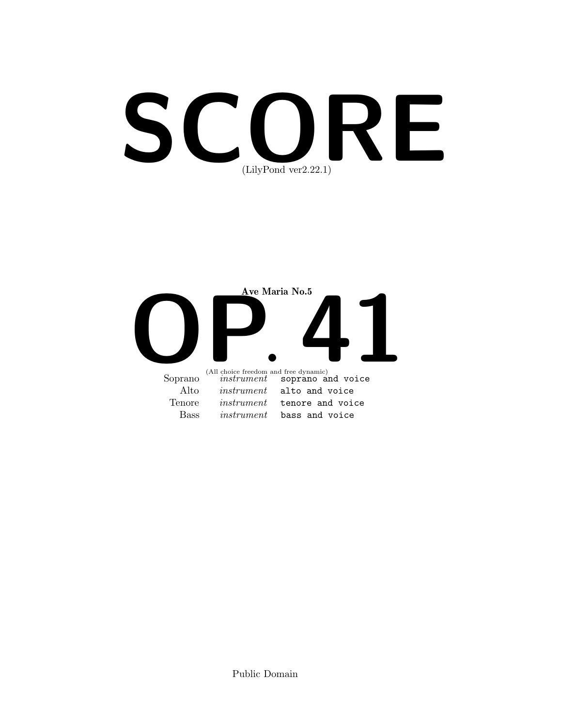# SCORE

(LilyPond ver2.22.1)

**Ave Maria No.5**

# OP. 41

(All choice freedom and free dynamic)

| | | |
|---|---|---|
| Soprano | *instrument* | `soprano and voice` |
| Alto | *instrument* | `alto and voice` |
| Tenore | *instrument* | `tenore and voice` |
| Bass | *instrument* | `bass and voice` |

Public Domain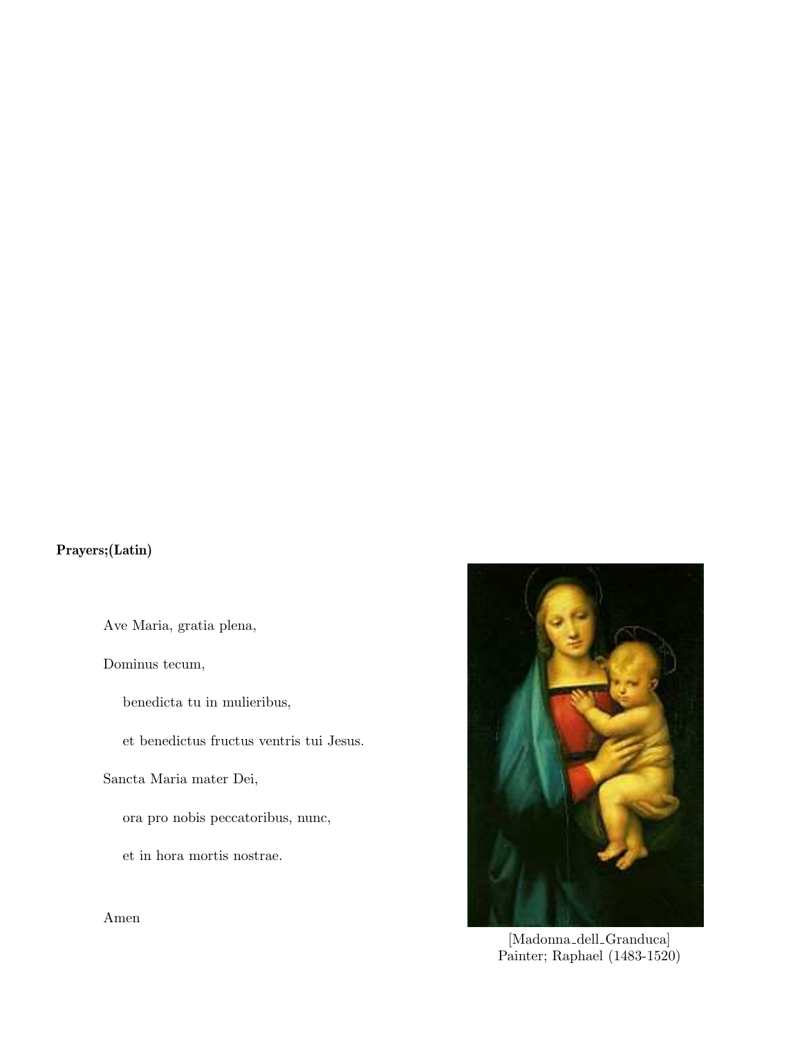**Prayers;(Latin)**

Ave Maria, gratia plena,

Dominus tecum,

benedicta tu in mulieribus,

et benedictus fructus ventris tui Jesus.

Sancta Maria mater Dei,

ora pro nobis peccatoribus, nunc,

et in hora mortis nostrae.

Amen

[Madonna_dell_Granduca]
Painter; Raphael (1483-1520)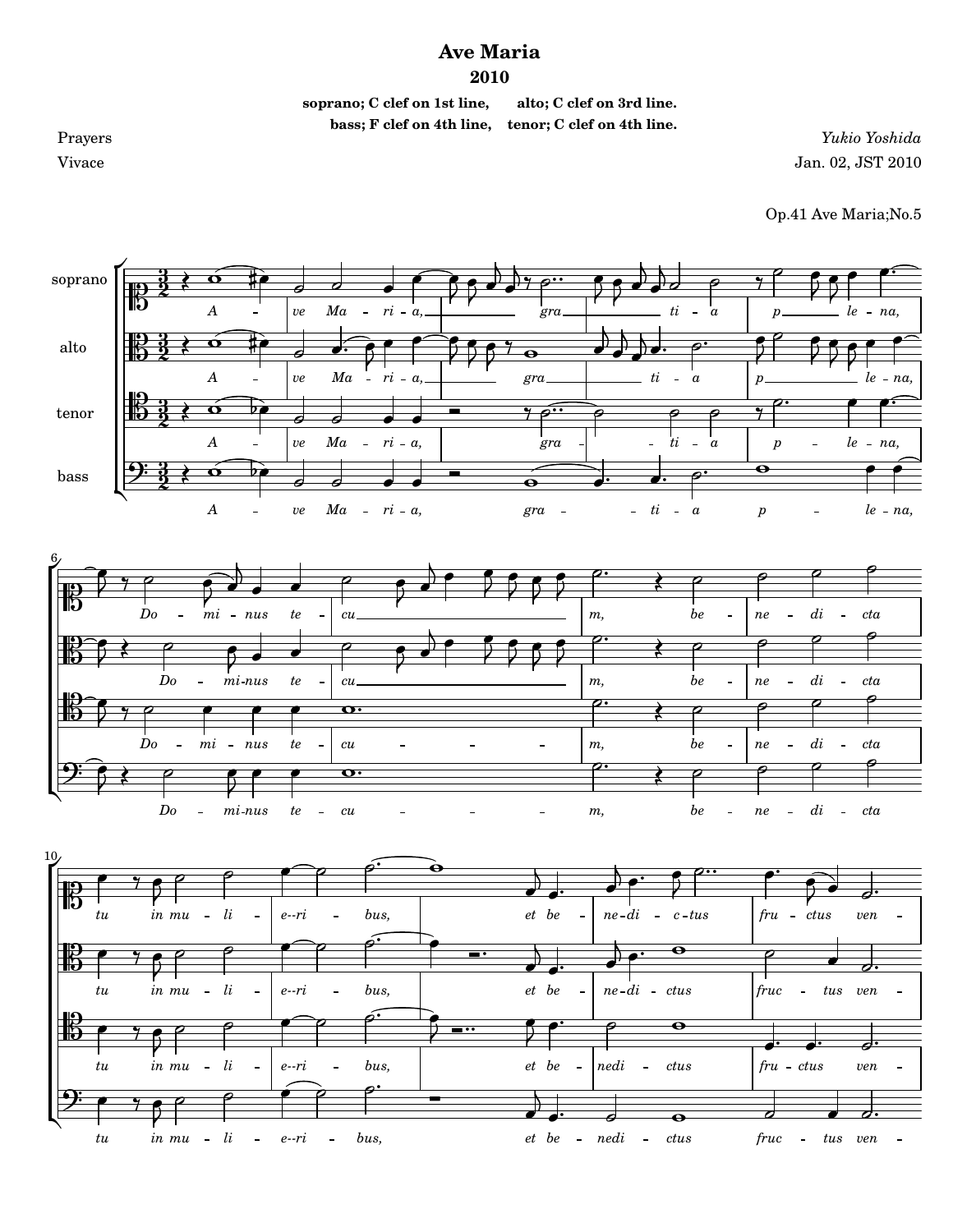# Ave Maria

## 2010

**soprano; C clef on 1st line, alto; C clef on 3rd line.**
**bass; F clef on 4th line, tenor; C clef on 4th line.**

Prayers

Vivace

*Yukio Yoshida*

Jan. 02, JST 2010

Op.41 Ave Maria;No.5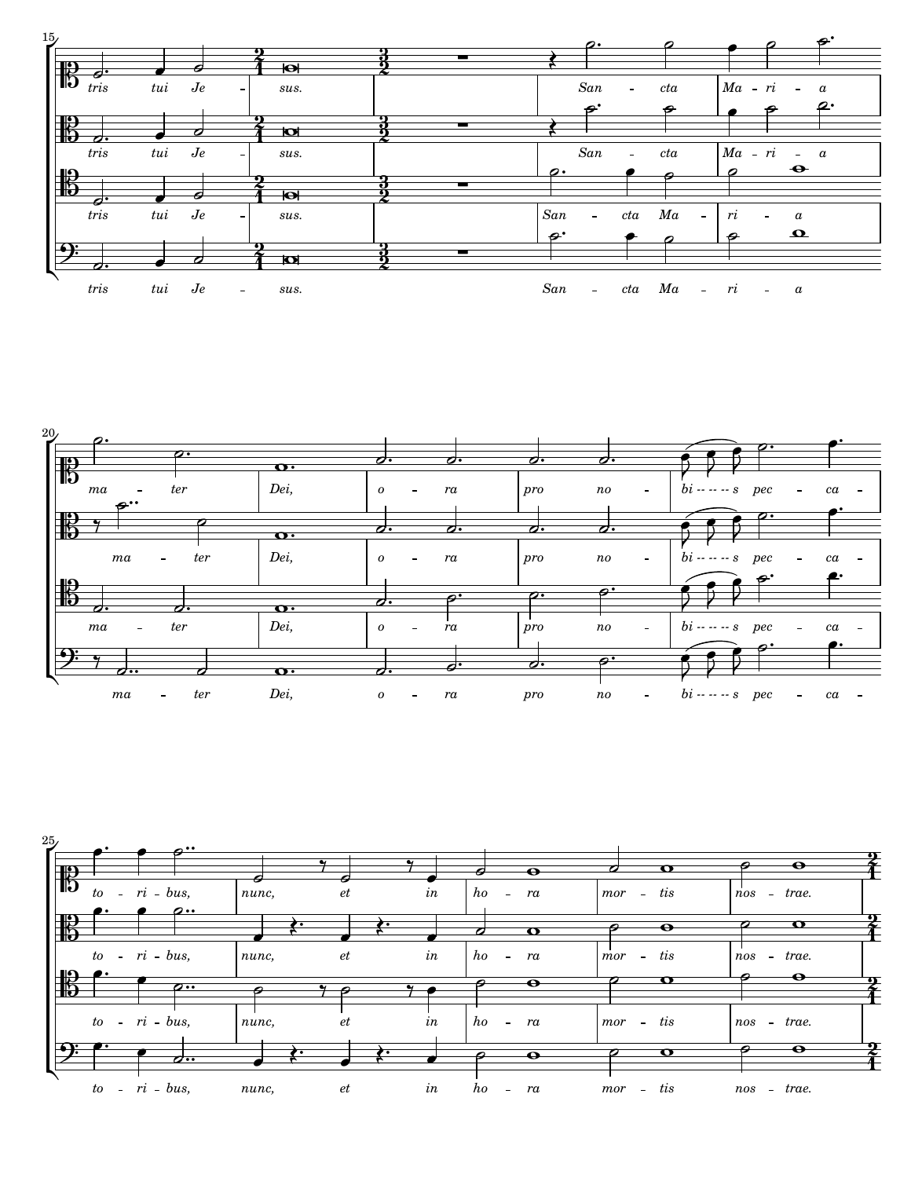tris tui Je - sus. San - cta Ma - ri - a

ma - ter Dei, o - ra pro no - bis pec - ca -

to - ri - bus, nunc, et in ho - ra mor - tis nos - trae.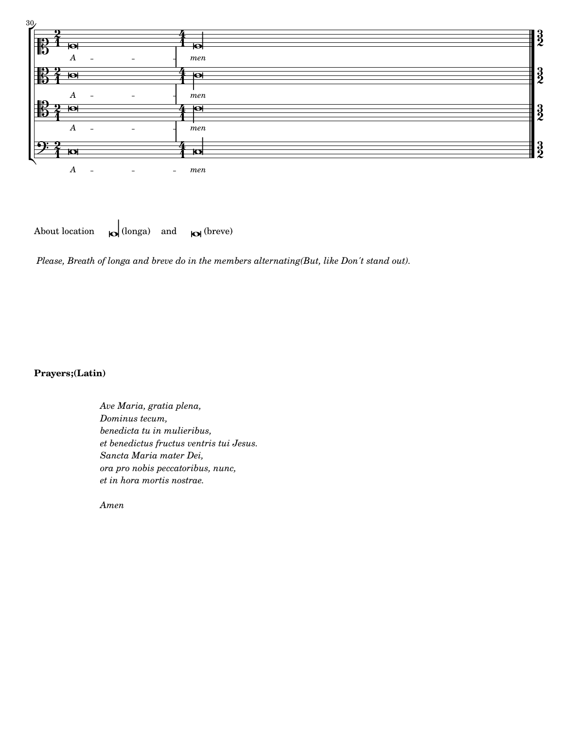About location (longa) and (breve)

*Please, Breath of longa and breve do in the members alternating(But, like Don't stand out).*

**Prayers;(Latin)**

*Ave Maria, gratia plena,*
*Dominus tecum,*
*benedicta tu in mulieribus,*
*et benedictus fructus ventris tui Jesus.*
*Sancta Maria mater Dei,*
*ora pro nobis peccatoribus, nunc,*
*et in hora mortis nostrae.*

*Amen*